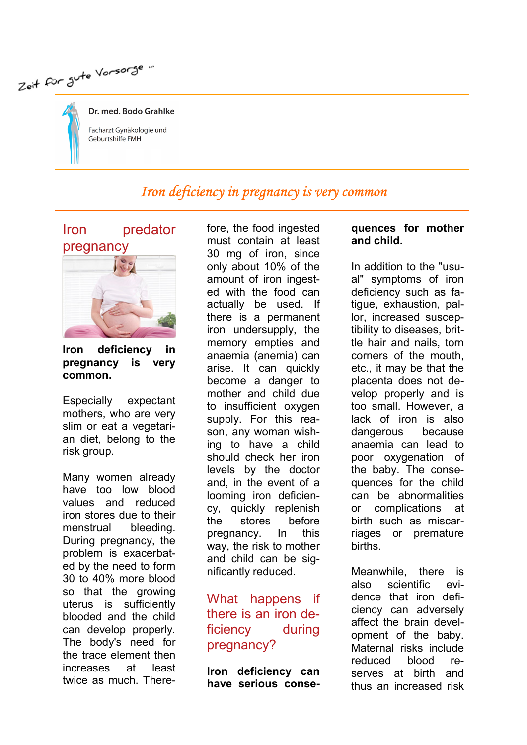Zeit für gute Vorsorge ...

**Dr. med. Bodo Grahlke**

Facharzt Gynäkologie und Geburtshilfe FMH

# *Iron deficiency in pregnancy is very common*

## Iron predator pregnancy

**Iron deficiency in pregnancy is very common.**

Especially expectant mothers, who are very slim or eat a vegetarian diet, belong to the risk group.

Many women already have too low blood values and reduced iron stores due to their menstrual bleeding. During pregnancy, the problem is exacerbated by the need to form 30 to 40% more blood so that the growing uterus is sufficiently blooded and the child can develop properly. The body's need for the trace element then increases at least twice as much. Therefore, the food ingested must contain at least 30 mg of iron, since only about 10% of the amount of iron ingested with the food can actually be used. If there is a permanent iron undersupply, the memory empties and anaemia (anemia) can arise. It can quickly become a danger to mother and child due to insufficient oxygen supply. For this reason, any woman wishing to have a child should check her iron levels by the doctor and, in the event of a looming iron deficiency, quickly replenish the stores before pregnancy. In this way, the risk to mother and child can be significantly reduced.

## What happens if there is an iron deficiency during pregnancy?

**Iron deficiency can have serious consequences for mother and child.**

In addition to the "usual" symptoms of iron deficiency such as fatigue, exhaustion, pallor, increased susceptibility to diseases, brittle hair and nails, torn corners of the mouth, etc., it may be that the placenta does not develop properly and is too small. However, a lack of iron is also dangerous because anaemia can lead to poor oxygenation of the baby. The consequences for the child can be abnormalities or complications at birth such as miscarriages or premature births.

Meanwhile, there is also scientific evidence that iron deficiency can adversely affect the brain development of the baby. Maternal risks include reduced blood reserves at birth and thus an increased risk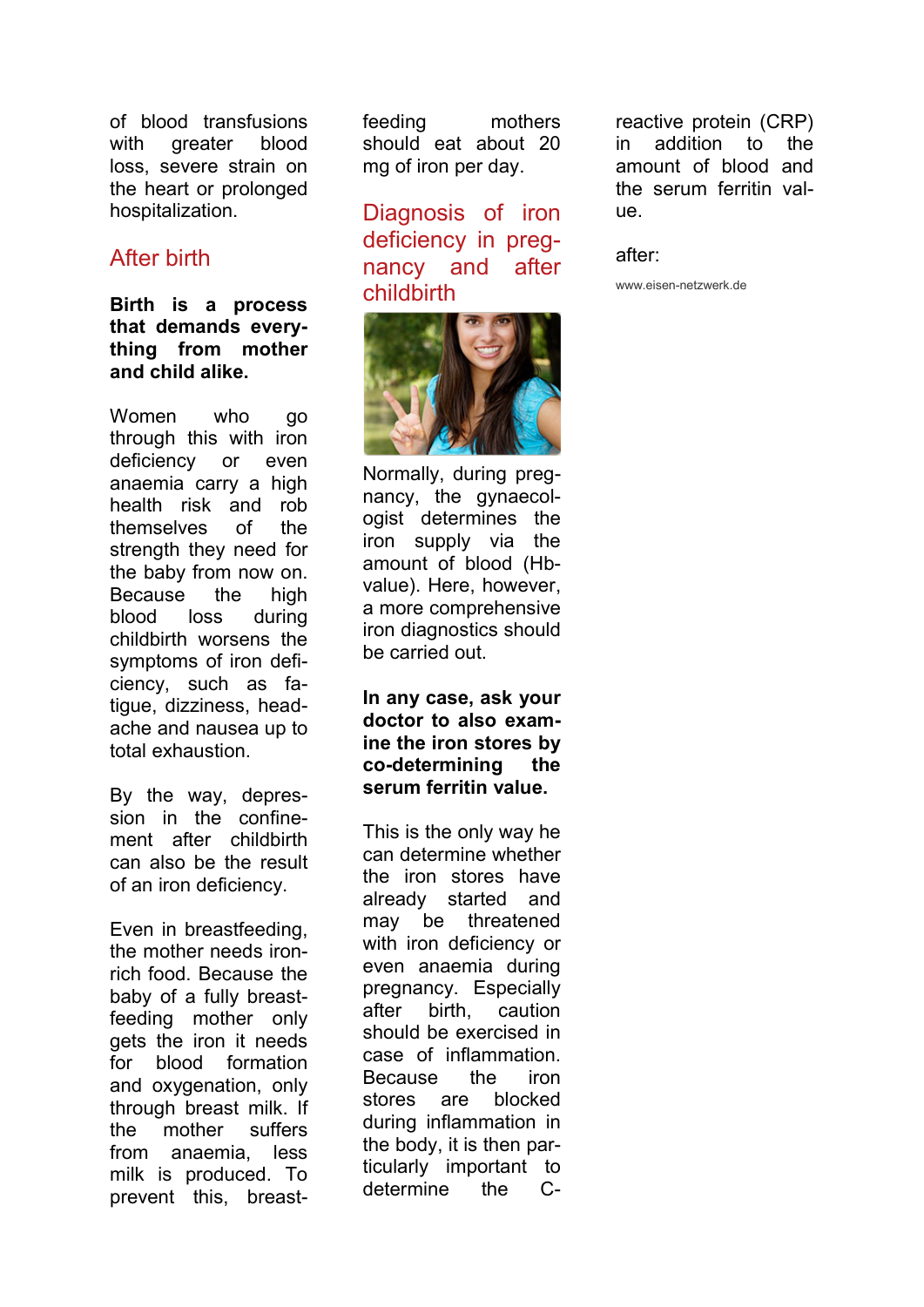of blood transfusions with greater blood loss, severe strain on the heart or prolonged hospitalization.

## After birth

**Birth is a process that demands everything from mother and child alike.**

Women who go through this with iron deficiency or even anaemia carry a high health risk and rob themselves of the strength they need for the baby from now on. Because the high blood loss during childbirth worsens the symptoms of iron deficiency, such as fatigue, dizziness, headache and nausea up to total exhaustion.

By the way, depression in the confinement after childbirth can also be the result of an iron deficiency.

Even in breastfeeding, the mother needs iron-rich food. Because the baby of a fully breastfeeding mother only gets the iron it needs for blood formation and oxygenation, only through breast milk. If the mother suffers from anaemia, less milk is produced. To prevent this, breastfeeding mothers should eat about 20 mg of iron per day.

## Diagnosis of iron deficiency in pregnancy and after childbirth

Normally, during pregnancy, the gynaecologist determines the iron supply via the amount of blood (Hb-value). Here, however, a more comprehensive iron diagnostics should be carried out.

**In any case, ask your doctor to also examine the iron stores by co-determining the serum ferritin value.**

This is the only way he can determine whether the iron stores have already started and may be threatened with iron deficiency or even anaemia during pregnancy. Especially after birth, caution should be exercised in case of inflammation. Because the iron stores are blocked during inflammation in the body, it is then particularly important to determine the C-reactive protein (CRP) in addition to the amount of blood and the serum ferritin value.

after:

www.eisen-netzwerk.de